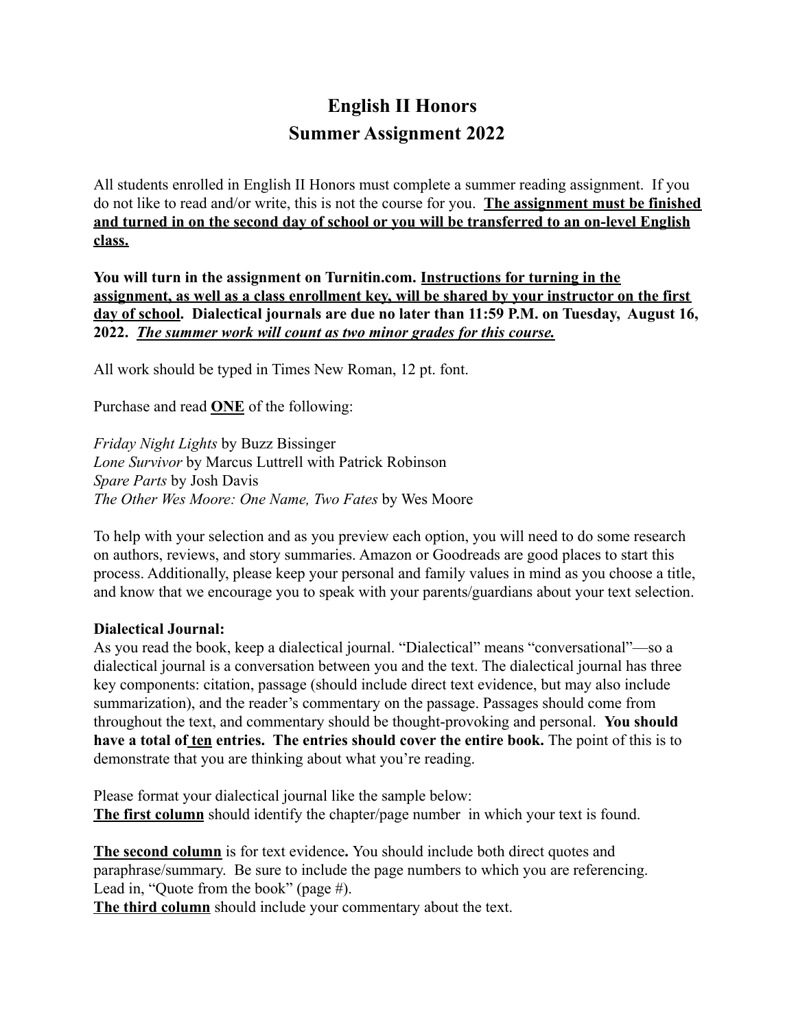# English II Honors
## Summer Assignment 2022

All students enrolled in English II Honors must complete a summer reading assignment. If you do not like to read and/or write, this is not the course for you. **The assignment must be finished and turned in on the second day of school or you will be transferred to an on-level English class.**

**You will turn in the assignment on Turnitin.com. Instructions for turning in the assignment, as well as a class enrollment key, will be shared by your instructor on the first day of school. Dialectical journals are due no later than 11:59 P.M. on Tuesday, August 16, 2022.** ***The summer work will count as two minor grades for this course.***

All work should be typed in Times New Roman, 12 pt. font.

Purchase and read **ONE** of the following:

*Friday Night Lights* by Buzz Bissinger
*Lone Survivor* by Marcus Luttrell with Patrick Robinson
*Spare Parts* by Josh Davis
*The Other Wes Moore: One Name, Two Fates* by Wes Moore

To help with your selection and as you preview each option, you will need to do some research on authors, reviews, and story summaries. Amazon or Goodreads are good places to start this process. Additionally, please keep your personal and family values in mind as you choose a title, and know that we encourage you to speak with your parents/guardians about your text selection.

**Dialectical Journal:**
As you read the book, keep a dialectical journal. "Dialectical" means "conversational"—so a dialectical journal is a conversation between you and the text. The dialectical journal has three key components: citation, passage (should include direct text evidence, but may also include summarization), and the reader's commentary on the passage. Passages should come from throughout the text, and commentary should be thought-provoking and personal. **You should have a total of ten entries. The entries should cover the entire book.** The point of this is to demonstrate that you are thinking about what you're reading.

Please format your dialectical journal like the sample below:
**The first column** should identify the chapter/page number in which your text is found.

**The second column** is for text evidence**.** You should include both direct quotes and paraphrase/summary. Be sure to include the page numbers to which you are referencing. Lead in, "Quote from the book" (page #).
**The third column** should include your commentary about the text.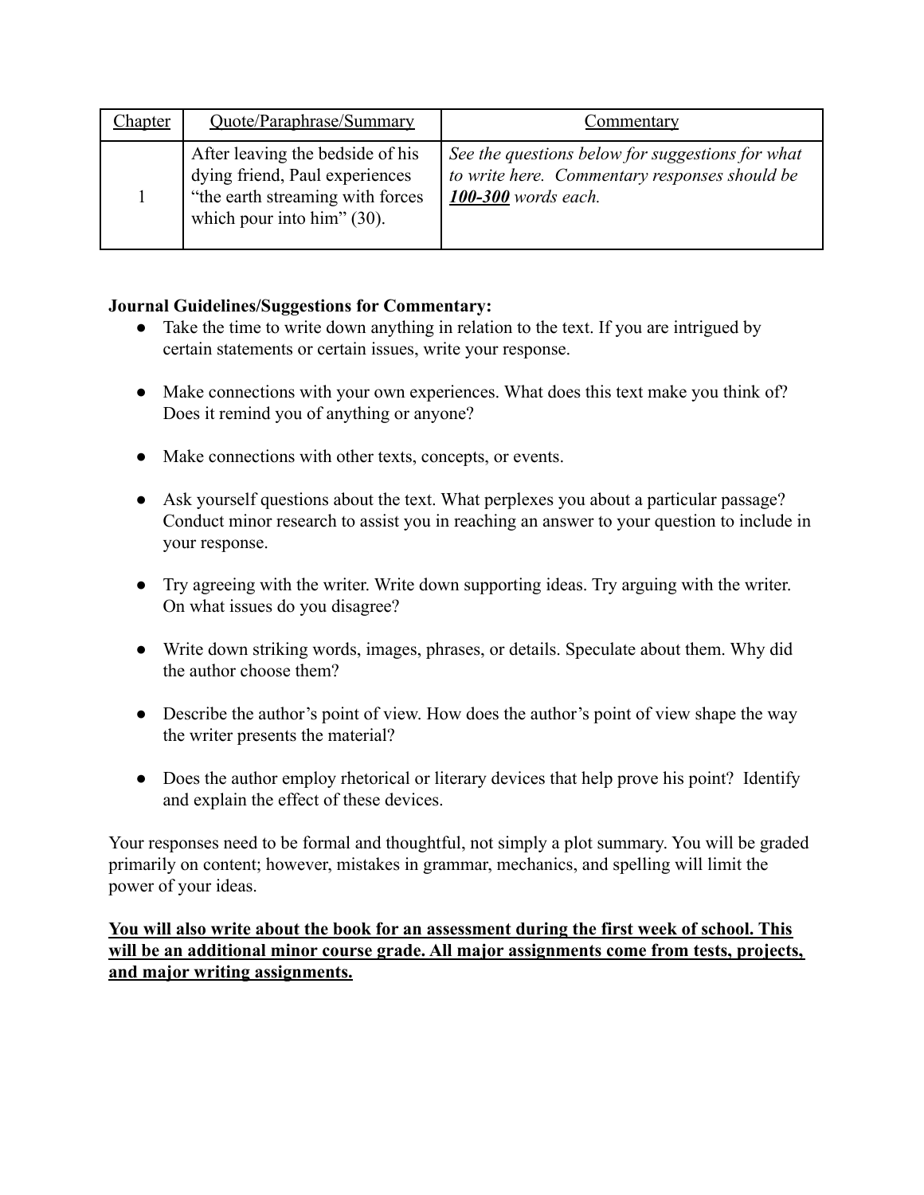| Chapter | Quote/Paraphrase/Summary | Commentary |
| --- | --- | --- |
| 1 | After leaving the bedside of his dying friend, Paul experiences "the earth streaming with forces which pour into him" (30). | *See the questions below for suggestions for what to write here. Commentary responses should be* ***100-300*** *words each.* |

**Journal Guidelines/Suggestions for Commentary:**

- Take the time to write down anything in relation to the text. If you are intrigued by certain statements or certain issues, write your response.
- Make connections with your own experiences. What does this text make you think of? Does it remind you of anything or anyone?
- Make connections with other texts, concepts, or events.
- Ask yourself questions about the text. What perplexes you about a particular passage? Conduct minor research to assist you in reaching an answer to your question to include in your response.
- Try agreeing with the writer. Write down supporting ideas. Try arguing with the writer. On what issues do you disagree?
- Write down striking words, images, phrases, or details. Speculate about them. Why did the author choose them?
- Describe the author's point of view. How does the author's point of view shape the way the writer presents the material?
- Does the author employ rhetorical or literary devices that help prove his point? Identify and explain the effect of these devices.

Your responses need to be formal and thoughtful, not simply a plot summary. You will be graded primarily on content; however, mistakes in grammar, mechanics, and spelling will limit the power of your ideas.

**You will also write about the book for an assessment during the first week of school. This will be an additional minor course grade. All major assignments come from tests, projects, and major writing assignments.**